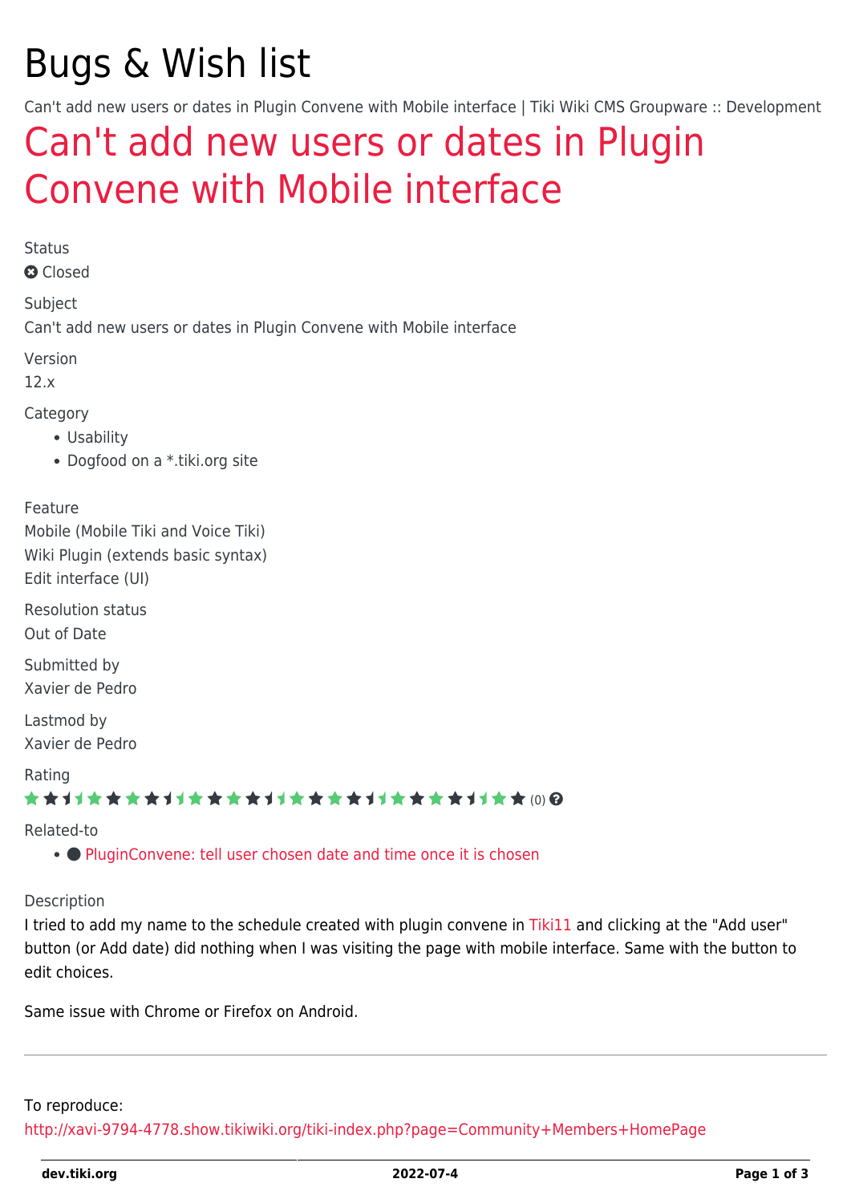# Bugs & Wish list

Can't add new users or dates in Plugin Convene with Mobile interface | Tiki Wiki CMS Groupware :: Development

## Can't add new users or dates in Plugin Convene with Mobile interface

Status

Closed

Subject

Can't add new users or dates in Plugin Convene with Mobile interface

Version

12.x

Category

- Usability
- Dogfood on a *.tiki.org site

Feature

Mobile (Mobile Tiki and Voice Tiki)
Wiki Plugin (extends basic syntax)
Edit interface (UI)

Resolution status

Out of Date

Submitted by

Xavier de Pedro

Lastmod by

Xavier de Pedro

Rating

(0)

Related-to

- PluginConvene: tell user chosen date and time once it is chosen

Description

I tried to add my name to the schedule created with plugin convene in Tiki11 and clicking at the "Add user" button (or Add date) did nothing when I was visiting the page with mobile interface. Same with the button to edit choices.

Same issue with Chrome or Firefox on Android.

---

To reproduce:
http://xavi-9794-4778.show.tikiwiki.org/tiki-index.php?page=Community+Members+HomePage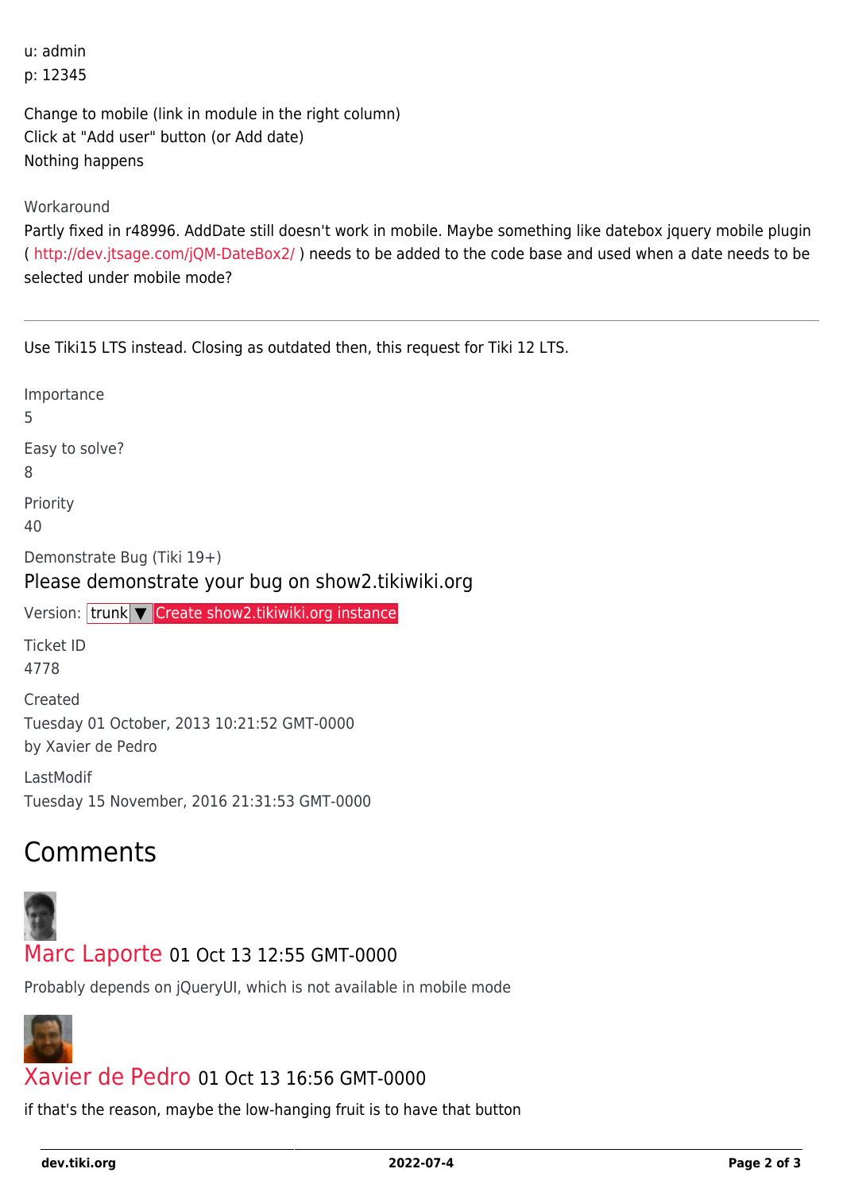u: admin
p: 12345

Change to mobile (link in module in the right column)
Click at "Add user" button (or Add date)
Nothing happens

Workaround
Partly fixed in r48996. AddDate still doesn't work in mobile. Maybe something like datebox jquery mobile plugin ( http://dev.jtsage.com/jQM-DateBox2/ ) needs to be added to the code base and used when a date needs to be selected under mobile mode?

---

Use Tiki15 LTS instead. Closing as outdated then, this request for Tiki 12 LTS.

Importance
5

Easy to solve?
8

Priority
40

Demonstrate Bug (Tiki 19+)
Please demonstrate your bug on show2.tikiwiki.org

Version: trunk ▼ Create show2.tikiwiki.org instance

Ticket ID
4778

Created
Tuesday 01 October, 2013 10:21:52 GMT-0000
by Xavier de Pedro

LastModif
Tuesday 15 November, 2016 21:31:53 GMT-0000

## Comments

Marc Laporte 01 Oct 13 12:55 GMT-0000

Probably depends on jQueryUI, which is not available in mobile mode

Xavier de Pedro 01 Oct 13 16:56 GMT-0000

if that's the reason, maybe the low-hanging fruit is to have that button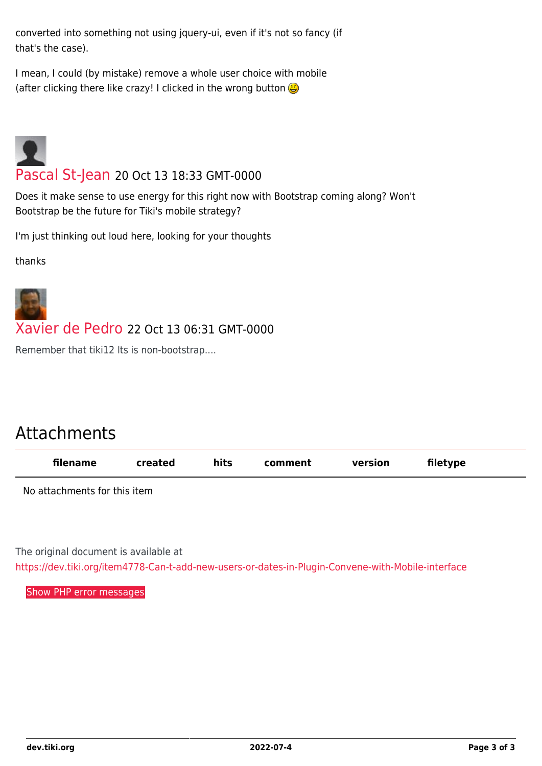converted into something not using jquery-ui, even if it's not so fancy (if that's the case).

I mean, I could (by mistake) remove a whole user choice with mobile (after clicking there like crazy! I clicked in the wrong button

Pascal St-Jean 20 Oct 13 18:33 GMT-0000

Does it make sense to use energy for this right now with Bootstrap coming along? Won't Bootstrap be the future for Tiki's mobile strategy?

I'm just thinking out loud here, looking for your thoughts

thanks

Xavier de Pedro 22 Oct 13 06:31 GMT-0000

Remember that tiki12 lts is non-bootstrap....

# Attachments

| filename | created | hits | comment | version | filetype |
|---|---|---|---|---|---|
| No attachments for this item | | | | | |

The original document is available at https://dev.tiki.org/item4778-Can-t-add-new-users-or-dates-in-Plugin-Convene-with-Mobile-interface

Show PHP error messages